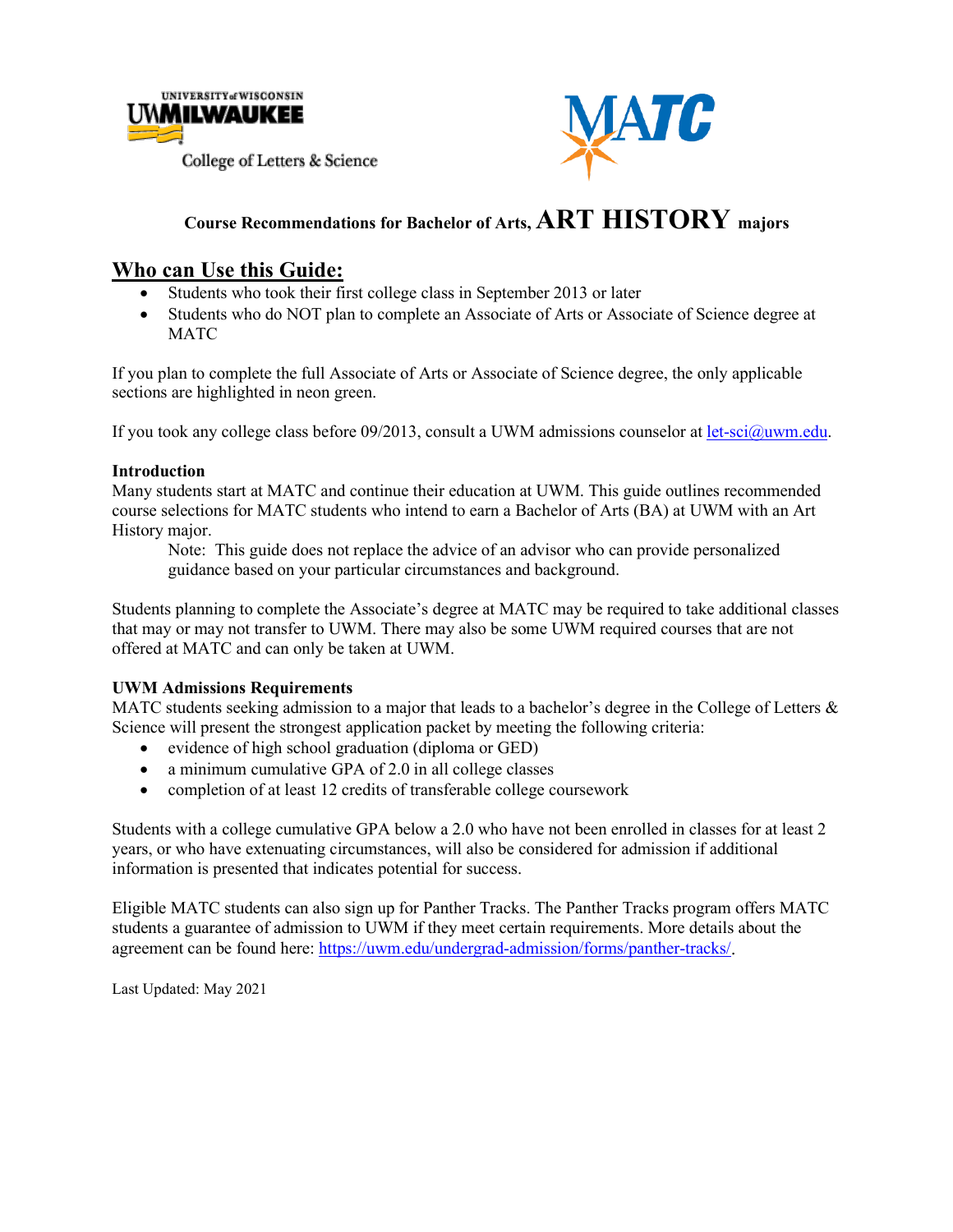UNIVERSITY of WISCONSIN
UWMILWAUKEE
College of Letters & Science

MATC

### Course Recommendations for Bachelor of Arts, ART HISTORY majors

## Who can Use this Guide:

- Students who took their first college class in September 2013 or later
- Students who do NOT plan to complete an Associate of Arts or Associate of Science degree at MATC

If you plan to complete the full Associate of Arts or Associate of Science degree, the only applicable sections are highlighted in neon green.

If you took any college class before 09/2013, consult a UWM admissions counselor at [let-sci@uwm.edu](mailto:let-sci@uwm.edu).

**Introduction**

Many students start at MATC and continue their education at UWM. This guide outlines recommended course selections for MATC students who intend to earn a Bachelor of Arts (BA) at UWM with an Art History major.

> Note: This guide does not replace the advice of an advisor who can provide personalized guidance based on your particular circumstances and background.

Students planning to complete the Associate's degree at MATC may be required to take additional classes that may or may not transfer to UWM. There may also be some UWM required courses that are not offered at MATC and can only be taken at UWM.

**UWM Admissions Requirements**

MATC students seeking admission to a major that leads to a bachelor's degree in the College of Letters & Science will present the strongest application packet by meeting the following criteria:

- evidence of high school graduation (diploma or GED)
- a minimum cumulative GPA of 2.0 in all college classes
- completion of at least 12 credits of transferable college coursework

Students with a college cumulative GPA below a 2.0 who have not been enrolled in classes for at least 2 years, or who have extenuating circumstances, will also be considered for admission if additional information is presented that indicates potential for success.

Eligible MATC students can also sign up for Panther Tracks. The Panther Tracks program offers MATC students a guarantee of admission to UWM if they meet certain requirements. More details about the agreement can be found here: [https://uwm.edu/undergrad-admission/forms/panther-tracks/](https://uwm.edu/undergrad-admission/forms/panther-tracks/).

Last Updated: May 2021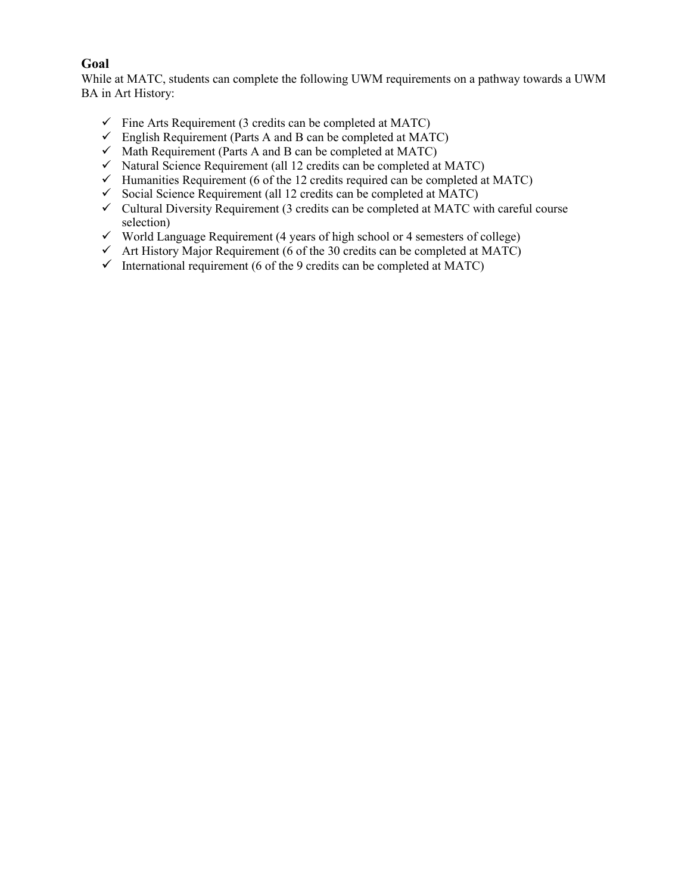**Goal**

While at MATC, students can complete the following UWM requirements on a pathway towards a UWM BA in Art History:

- ✓ Fine Arts Requirement (3 credits can be completed at MATC)
- ✓ English Requirement (Parts A and B can be completed at MATC)
- ✓ Math Requirement (Parts A and B can be completed at MATC)
- ✓ Natural Science Requirement (all 12 credits can be completed at MATC)
- ✓ Humanities Requirement (6 of the 12 credits required can be completed at MATC)
- ✓ Social Science Requirement (all 12 credits can be completed at MATC)
- ✓ Cultural Diversity Requirement (3 credits can be completed at MATC with careful course selection)
- ✓ World Language Requirement (4 years of high school or 4 semesters of college)
- ✓ Art History Major Requirement (6 of the 30 credits can be completed at MATC)
- ✓ International requirement (6 of the 9 credits can be completed at MATC)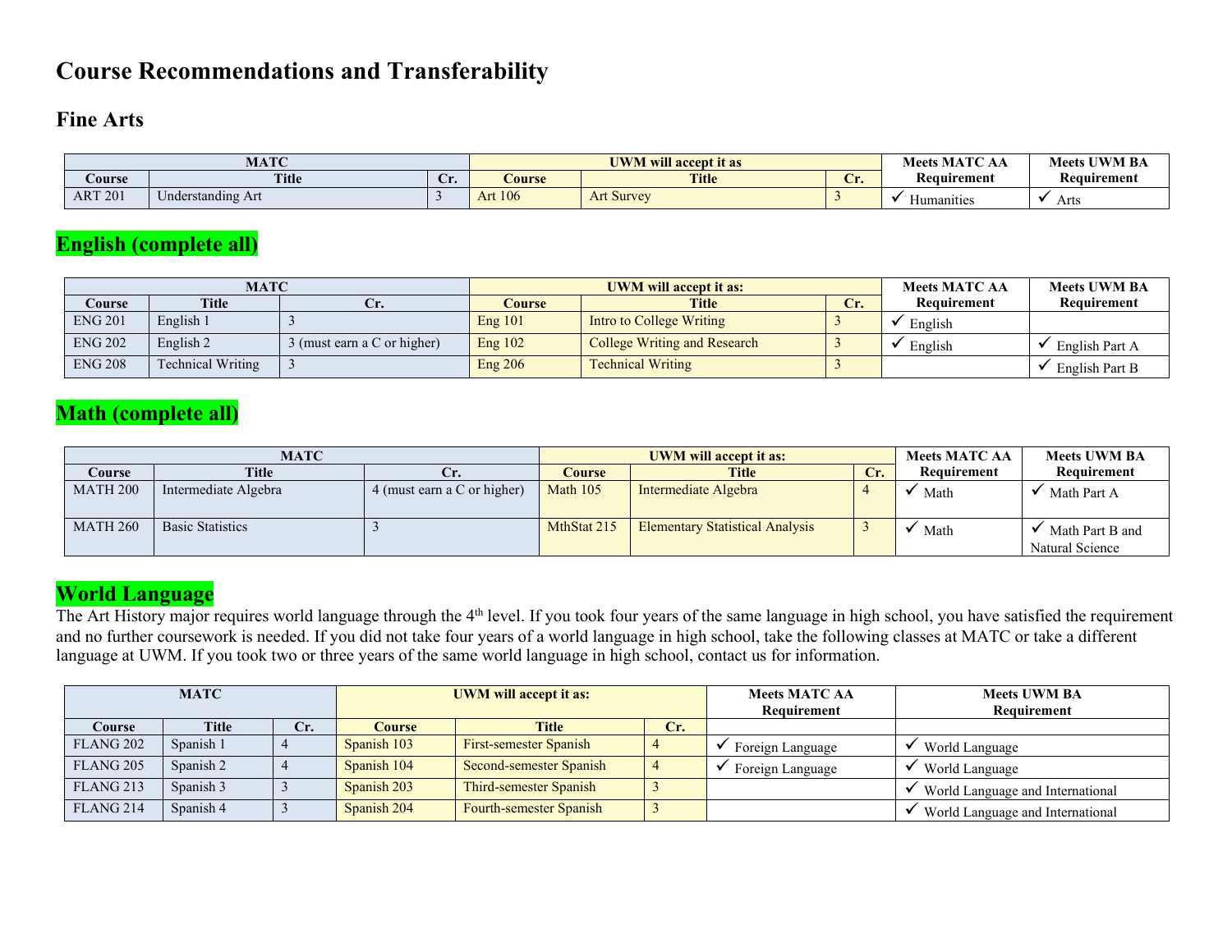# Course Recommendations and Transferability

## Fine Arts

| MATC | | | UWM will accept it as | | | Meets MATC AA Requirement | Meets UWM BA Requirement |
|---|---|---|---|---|---|---|---|
| Course | Title | Cr. | Course | Title | Cr. | | |
| ART 201 | Understanding Art | 3 | Art 106 | Art Survey | 3 | ✓ Humanities | ✓ Arts |

## English (complete all)

| MATC | | | UWM will accept it as: | | | Meets MATC AA Requirement | Meets UWM BA Requirement |
|---|---|---|---|---|---|---|---|
| Course | Title | Cr. | Course | Title | Cr. | | |
| ENG 201 | English 1 | 3 | Eng 101 | Intro to College Writing | 3 | ✓ English | |
| ENG 202 | English 2 | 3 (must earn a C or higher) | Eng 102 | College Writing and Research | 3 | ✓ English | ✓ English Part A |
| ENG 208 | Technical Writing | 3 | Eng 206 | Technical Writing | 3 | | ✓ English Part B |

## Math (complete all)

| MATC | | | UWM will accept it as: | | | Meets MATC AA Requirement | Meets UWM BA Requirement |
|---|---|---|---|---|---|---|---|
| Course | Title | Cr. | Course | Title | Cr. | | |
| MATH 200 | Intermediate Algebra | 4 (must earn a C or higher) | Math 105 | Intermediate Algebra | 4 | ✓ Math | ✓ Math Part A |
| MATH 260 | Basic Statistics | 3 | MthStat 215 | Elementary Statistical Analysis | 3 | ✓ Math | ✓ Math Part B and Natural Science |

## World Language

The Art History major requires world language through the 4th level. If you took four years of the same language in high school, you have satisfied the requirement and no further coursework is needed. If you did not take four years of a world language in high school, take the following classes at MATC or take a different language at UWM. If you took two or three years of the same world language in high school, contact us for information.

| MATC | | | UWM will accept it as: | | | Meets MATC AA Requirement | Meets UWM BA Requirement |
|---|---|---|---|---|---|---|---|
| Course | Title | Cr. | Course | Title | Cr. | | |
| FLANG 202 | Spanish 1 | 4 | Spanish 103 | First-semester Spanish | 4 | ✓ Foreign Language | ✓ World Language |
| FLANG 205 | Spanish 2 | 4 | Spanish 104 | Second-semester Spanish | 4 | ✓ Foreign Language | ✓ World Language |
| FLANG 213 | Spanish 3 | 3 | Spanish 203 | Third-semester Spanish | 3 | | ✓ World Language and International |
| FLANG 214 | Spanish 4 | 3 | Spanish 204 | Fourth-semester Spanish | 3 | | ✓ World Language and International |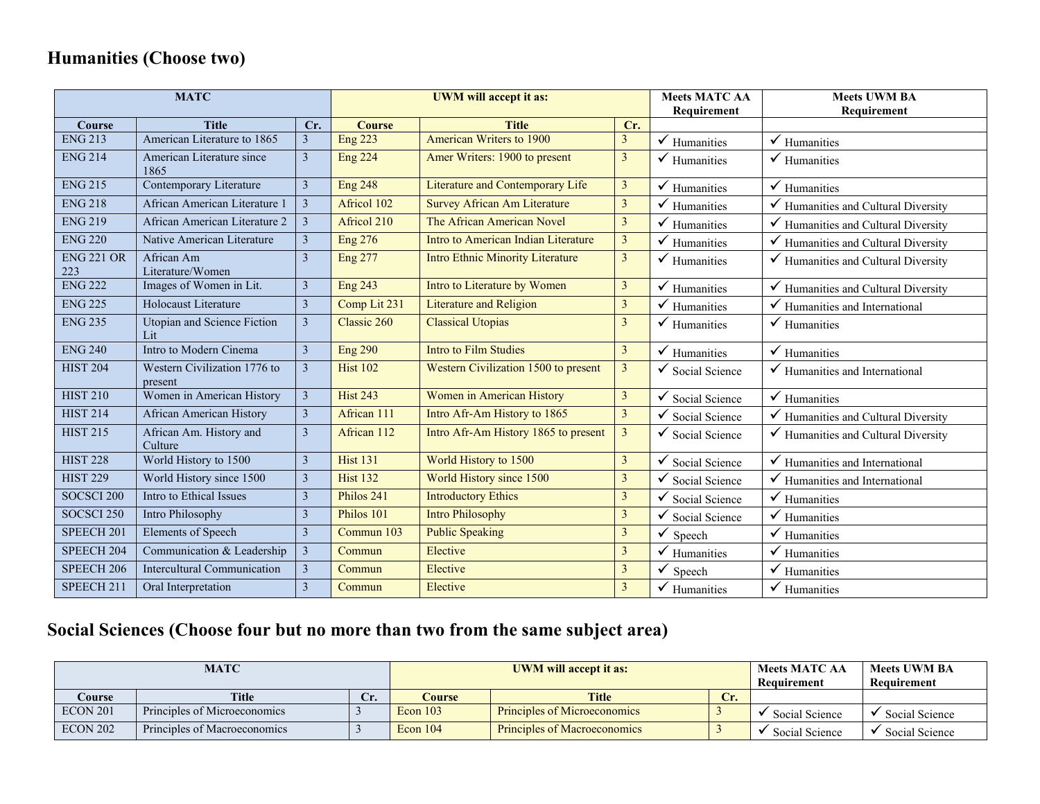## Humanities (Choose two)

| MATC | | | UWM will accept it as: | | | Meets MATC AA Requirement | Meets UWM BA Requirement |
|---|---|---|---|---|---|---|---|
| Course | Title | Cr. | Course | Title | Cr. | | |
| ENG 213 | American Literature to 1865 | 3 | Eng 223 | American Writers to 1900 | 3 | ✓ Humanities | ✓ Humanities |
| ENG 214 | American Literature since 1865 | 3 | Eng 224 | Amer Writers: 1900 to present | 3 | ✓ Humanities | ✓ Humanities |
| ENG 215 | Contemporary Literature | 3 | Eng 248 | Literature and Contemporary Life | 3 | ✓ Humanities | ✓ Humanities |
| ENG 218 | African American Literature 1 | 3 | Africol 102 | Survey African Am Literature | 3 | ✓ Humanities | ✓ Humanities and Cultural Diversity |
| ENG 219 | African American Literature 2 | 3 | Africol 210 | The African American Novel | 3 | ✓ Humanities | ✓ Humanities and Cultural Diversity |
| ENG 220 | Native American Literature | 3 | Eng 276 | Intro to American Indian Literature | 3 | ✓ Humanities | ✓ Humanities and Cultural Diversity |
| ENG 221 OR 223 | African Am Literature/Women | 3 | Eng 277 | Intro Ethnic Minority Literature | 3 | ✓ Humanities | ✓ Humanities and Cultural Diversity |
| ENG 222 | Images of Women in Lit. | 3 | Eng 243 | Intro to Literature by Women | 3 | ✓ Humanities | ✓ Humanities and Cultural Diversity |
| ENG 225 | Holocaust Literature | 3 | Comp Lit 231 | Literature and Religion | 3 | ✓ Humanities | ✓ Humanities and International |
| ENG 235 | Utopian and Science Fiction Lit | 3 | Classic 260 | Classical Utopias | 3 | ✓ Humanities | ✓ Humanities |
| ENG 240 | Intro to Modern Cinema | 3 | Eng 290 | Intro to Film Studies | 3 | ✓ Humanities | ✓ Humanities |
| HIST 204 | Western Civilization 1776 to present | 3 | Hist 102 | Western Civilization 1500 to present | 3 | ✓ Social Science | ✓ Humanities and International |
| HIST 210 | Women in American History | 3 | Hist 243 | Women in American History | 3 | ✓ Social Science | ✓ Humanities |
| HIST 214 | African American History | 3 | African 111 | Intro Afr-Am History to 1865 | 3 | ✓ Social Science | ✓ Humanities and Cultural Diversity |
| HIST 215 | African Am. History and Culture | 3 | African 112 | Intro Afr-Am History 1865 to present | 3 | ✓ Social Science | ✓ Humanities and Cultural Diversity |
| HIST 228 | World History to 1500 | 3 | Hist 131 | World History to 1500 | 3 | ✓ Social Science | ✓ Humanities and International |
| HIST 229 | World History since 1500 | 3 | Hist 132 | World History since 1500 | 3 | ✓ Social Science | ✓ Humanities and International |
| SOCSCI 200 | Intro to Ethical Issues | 3 | Philos 241 | Introductory Ethics | 3 | ✓ Social Science | ✓ Humanities |
| SOCSCI 250 | Intro Philosophy | 3 | Philos 101 | Intro Philosophy | 3 | ✓ Social Science | ✓ Humanities |
| SPEECH 201 | Elements of Speech | 3 | Commun 103 | Public Speaking | 3 | ✓ Speech | ✓ Humanities |
| SPEECH 204 | Communication & Leadership | 3 | Commun | Elective | 3 | ✓ Humanities | ✓ Humanities |
| SPEECH 206 | Intercultural Communication | 3 | Commun | Elective | 3 | ✓ Speech | ✓ Humanities |
| SPEECH 211 | Oral Interpretation | 3 | Commun | Elective | 3 | ✓ Humanities | ✓ Humanities |

## Social Sciences (Choose four but no more than two from the same subject area)

| MATC | | | UWM will accept it as: | | | Meets MATC AA Requirement | Meets UWM BA Requirement |
|---|---|---|---|---|---|---|---|
| Course | Title | Cr. | Course | Title | Cr. | | |
| ECON 201 | Principles of Microeconomics | 3 | Econ 103 | Principles of Microeconomics | 3 | ✓ Social Science | ✓ Social Science |
| ECON 202 | Principles of Macroeconomics | 3 | Econ 104 | Principles of Macroeconomics | 3 | ✓ Social Science | ✓ Social Science |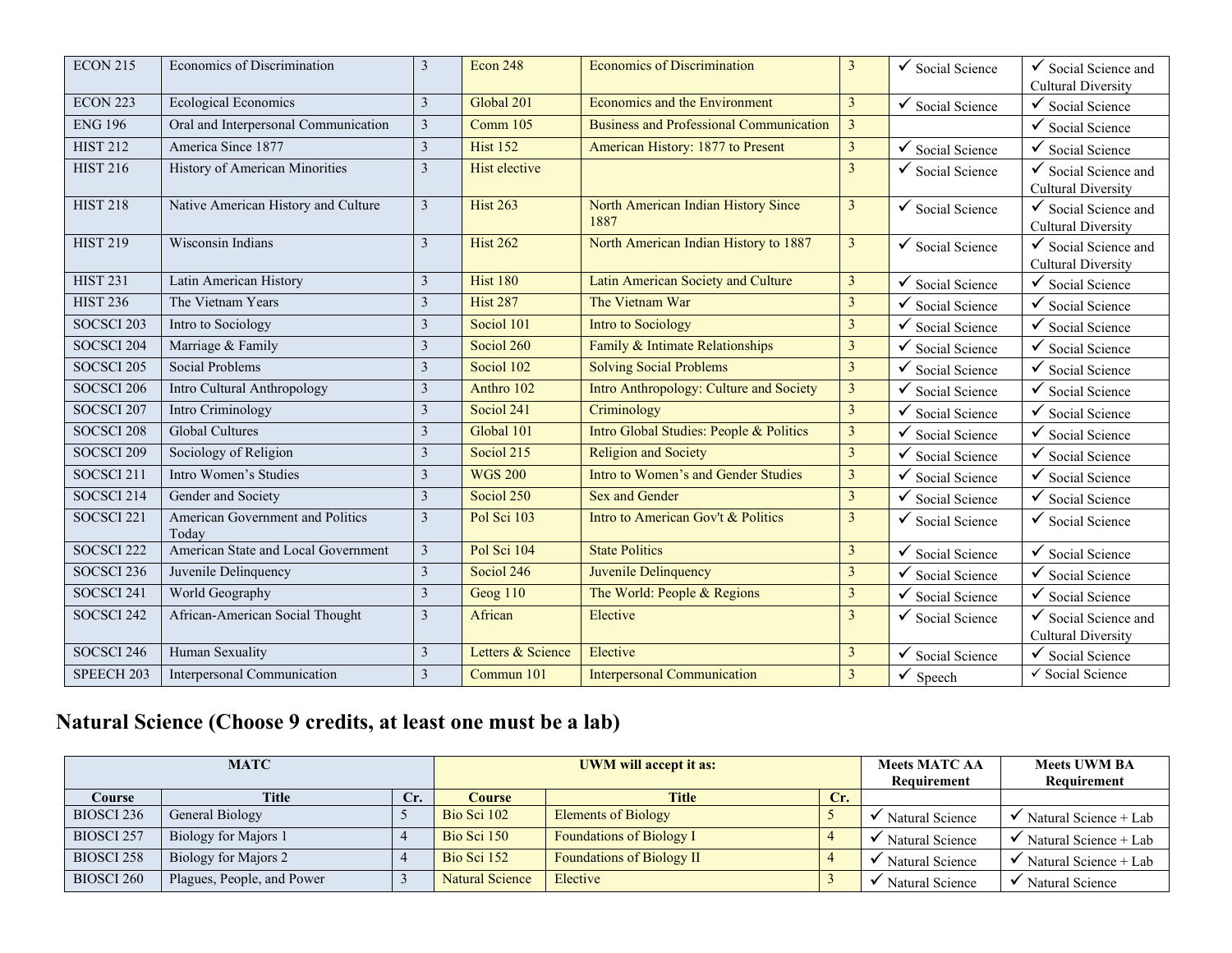| | | | | | | | |
|---|---|---|---|---|---|---|---|
| ECON 215 | Economics of Discrimination | 3 | Econ 248 | Economics of Discrimination | 3 | ✓ Social Science | ✓ Social Science and Cultural Diversity |
| ECON 223 | Ecological Economics | 3 | Global 201 | Economics and the Environment | 3 | ✓ Social Science | ✓ Social Science |
| ENG 196 | Oral and Interpersonal Communication | 3 | Comm 105 | Business and Professional Communication | 3 | | ✓ Social Science |
| HIST 212 | America Since 1877 | 3 | Hist 152 | American History: 1877 to Present | 3 | ✓ Social Science | ✓ Social Science |
| HIST 216 | History of American Minorities | 3 | Hist elective | | 3 | ✓ Social Science | ✓ Social Science and Cultural Diversity |
| HIST 218 | Native American History and Culture | 3 | Hist 263 | North American Indian History Since 1887 | 3 | ✓ Social Science | ✓ Social Science and Cultural Diversity |
| HIST 219 | Wisconsin Indians | 3 | Hist 262 | North American Indian History to 1887 | 3 | ✓ Social Science | ✓ Social Science and Cultural Diversity |
| HIST 231 | Latin American History | 3 | Hist 180 | Latin American Society and Culture | 3 | ✓ Social Science | ✓ Social Science |
| HIST 236 | The Vietnam Years | 3 | Hist 287 | The Vietnam War | 3 | ✓ Social Science | ✓ Social Science |
| SOCSCI 203 | Intro to Sociology | 3 | Sociol 101 | Intro to Sociology | 3 | ✓ Social Science | ✓ Social Science |
| SOCSCI 204 | Marriage & Family | 3 | Sociol 260 | Family & Intimate Relationships | 3 | ✓ Social Science | ✓ Social Science |
| SOCSCI 205 | Social Problems | 3 | Sociol 102 | Solving Social Problems | 3 | ✓ Social Science | ✓ Social Science |
| SOCSCI 206 | Intro Cultural Anthropology | 3 | Anthro 102 | Intro Anthropology: Culture and Society | 3 | ✓ Social Science | ✓ Social Science |
| SOCSCI 207 | Intro Criminology | 3 | Sociol 241 | Criminology | 3 | ✓ Social Science | ✓ Social Science |
| SOCSCI 208 | Global Cultures | 3 | Global 101 | Intro Global Studies: People & Politics | 3 | ✓ Social Science | ✓ Social Science |
| SOCSCI 209 | Sociology of Religion | 3 | Sociol 215 | Religion and Society | 3 | ✓ Social Science | ✓ Social Science |
| SOCSCI 211 | Intro Women's Studies | 3 | WGS 200 | Intro to Women's and Gender Studies | 3 | ✓ Social Science | ✓ Social Science |
| SOCSCI 214 | Gender and Society | 3 | Sociol 250 | Sex and Gender | 3 | ✓ Social Science | ✓ Social Science |
| SOCSCI 221 | American Government and Politics Today | 3 | Pol Sci 103 | Intro to American Gov't & Politics | 3 | ✓ Social Science | ✓ Social Science |
| SOCSCI 222 | American State and Local Government | 3 | Pol Sci 104 | State Politics | 3 | ✓ Social Science | ✓ Social Science |
| SOCSCI 236 | Juvenile Delinquency | 3 | Sociol 246 | Juvenile Delinquency | 3 | ✓ Social Science | ✓ Social Science |
| SOCSCI 241 | World Geography | 3 | Geog 110 | The World: People & Regions | 3 | ✓ Social Science | ✓ Social Science |
| SOCSCI 242 | African-American Social Thought | 3 | African | Elective | 3 | ✓ Social Science | ✓ Social Science and Cultural Diversity |
| SOCSCI 246 | Human Sexuality | 3 | Letters & Science | Elective | 3 | ✓ Social Science | ✓ Social Science |
| SPEECH 203 | Interpersonal Communication | 3 | Commun 101 | Interpersonal Communication | 3 | ✓ Speech | ✓ Social Science |

## Natural Science (Choose 9 credits, at least one must be a lab)

| MATC | | | UWM will accept it as: | | | Meets MATC AA Requirement | Meets UWM BA Requirement |
|---|---|---|---|---|---|---|---|
| Course | Title | Cr. | Course | Title | Cr. | | |
| BIOSCI 236 | General Biology | 5 | Bio Sci 102 | Elements of Biology | 5 | ✓ Natural Science | ✓ Natural Science + Lab |
| BIOSCI 257 | Biology for Majors 1 | 4 | Bio Sci 150 | Foundations of Biology I | 4 | ✓ Natural Science | ✓ Natural Science + Lab |
| BIOSCI 258 | Biology for Majors 2 | 4 | Bio Sci 152 | Foundations of Biology II | 4 | ✓ Natural Science | ✓ Natural Science + Lab |
| BIOSCI 260 | Plagues, People, and Power | 3 | Natural Science | Elective | 3 | ✓ Natural Science | ✓ Natural Science |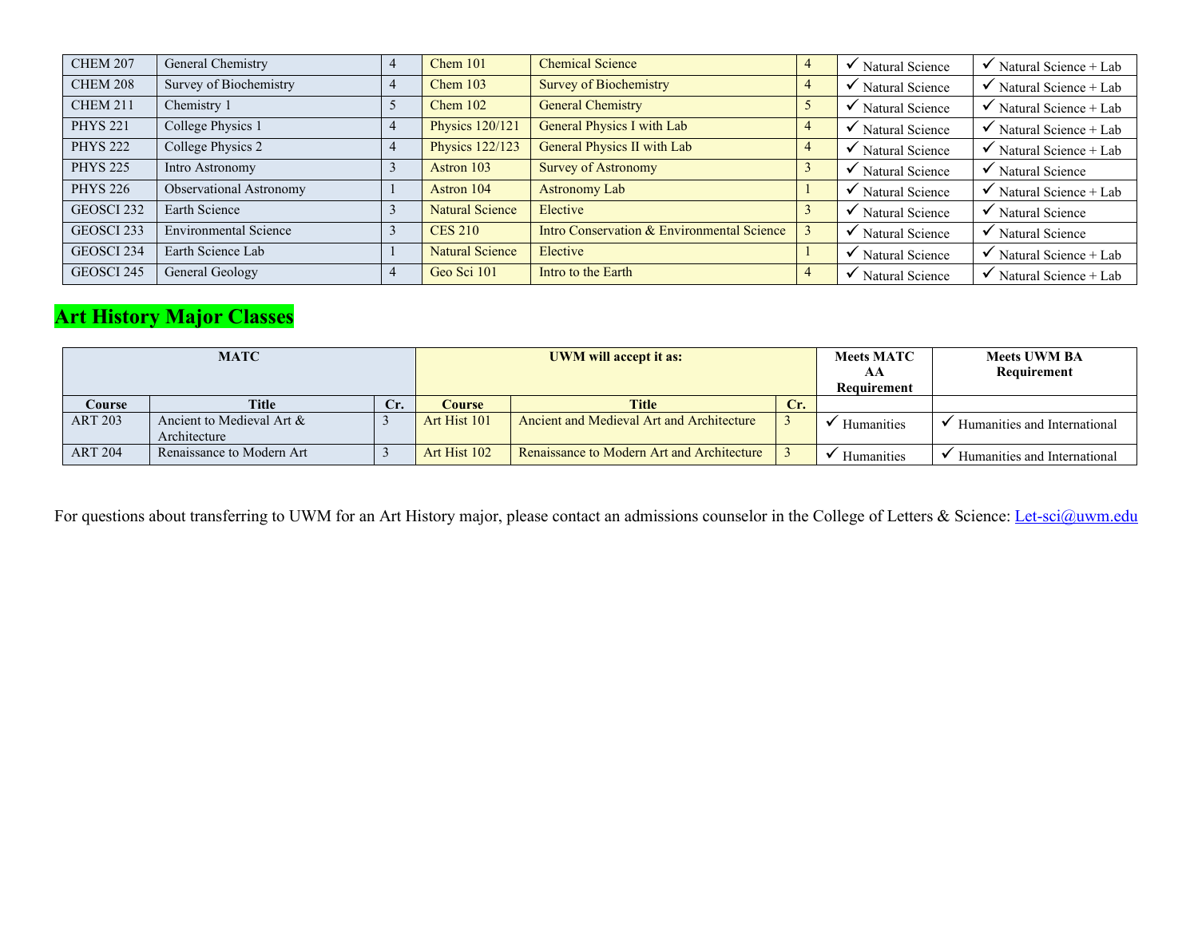| | | | | | | | |
|---|---|---|---|---|---|---|---|
| CHEM 207 | General Chemistry | 4 | Chem 101 | Chemical Science | 4 | ✓ Natural Science | ✓ Natural Science + Lab |
| CHEM 208 | Survey of Biochemistry | 4 | Chem 103 | Survey of Biochemistry | 4 | ✓ Natural Science | ✓ Natural Science + Lab |
| CHEM 211 | Chemistry 1 | 5 | Chem 102 | General Chemistry | 5 | ✓ Natural Science | ✓ Natural Science + Lab |
| PHYS 221 | College Physics 1 | 4 | Physics 120/121 | General Physics I with Lab | 4 | ✓ Natural Science | ✓ Natural Science + Lab |
| PHYS 222 | College Physics 2 | 4 | Physics 122/123 | General Physics II with Lab | 4 | ✓ Natural Science | ✓ Natural Science + Lab |
| PHYS 225 | Intro Astronomy | 3 | Astron 103 | Survey of Astronomy | 3 | ✓ Natural Science | ✓ Natural Science |
| PHYS 226 | Observational Astronomy | 1 | Astron 104 | Astronomy Lab | 1 | ✓ Natural Science | ✓ Natural Science + Lab |
| GEOSCI 232 | Earth Science | 3 | Natural Science | Elective | 3 | ✓ Natural Science | ✓ Natural Science |
| GEOSCI 233 | Environmental Science | 3 | CES 210 | Intro Conservation & Environmental Science | 3 | ✓ Natural Science | ✓ Natural Science |
| GEOSCI 234 | Earth Science Lab | 1 | Natural Science | Elective | 1 | ✓ Natural Science | ✓ Natural Science + Lab |
| GEOSCI 245 | General Geology | 4 | Geo Sci 101 | Intro to the Earth | 4 | ✓ Natural Science | ✓ Natural Science + Lab |

## Art History Major Classes

| MATC | | | UWM will accept it as: | | | Meets MATC AA Requirement | Meets UWM BA Requirement |
|---|---|---|---|---|---|---|---|
| **Course** | **Title** | **Cr.** | **Course** | **Title** | **Cr.** | | |
| ART 203 | Ancient to Medieval Art & Architecture | 3 | Art Hist 101 | Ancient and Medieval Art and Architecture | 3 | ✓ Humanities | ✓ Humanities and International |
| ART 204 | Renaissance to Modern Art | 3 | Art Hist 102 | Renaissance to Modern Art and Architecture | 3 | ✓ Humanities | ✓ Humanities and International |

For questions about transferring to UWM for an Art History major, please contact an admissions counselor in the College of Letters & Science: Let-sci@uwm.edu